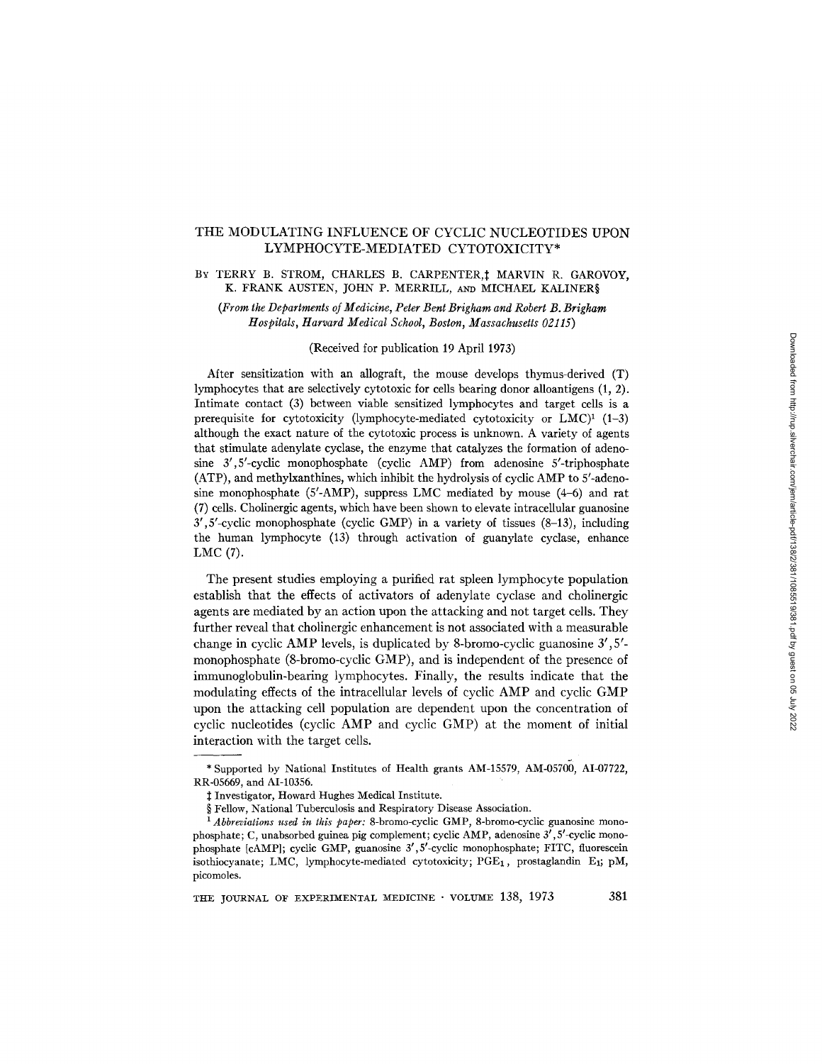# THE MODULATING INFLUENCE OF CYCLIC NUCLEOTIDES UPON LYMPHOCYTE-MEDIATED CYTOTOXICITY*

By TERRY B. STROM, CHARLES B. CARPENTER,‡ MARVIN R. GAROVOY, K. FRANK AUSTEN, JOHN P. MERRILL, AND MICHAEL KALINER§

*(From the Departments of Medicine, Peter Bent Brigham and Robert B. Brigham Hospitals, Harvard Medical School, Boston, Massachusetts 02115)*

(Received for publication 19 April 1973)

After sensitization with an allograft, the mouse develops thymus-derived (T) lymphocytes that are selectively cytotoxic for cells bearing donor alloantigens (1, 2). Intimate contact (3) between viable sensitized lymphocytes and target cells is a prerequisite for cytotoxicity (lymphocyte-mediated cytotoxicity or LMC)[1] (1–3) although the exact nature of the cytotoxic process is unknown. A variety of agents that stimulate adenylate cyclase, the enzyme that catalyzes the formation of adenosine 3′,5′-cyclic monophosphate (cyclic AMP) from adenosine 5′-triphosphate (ATP), and methylxanthines, which inhibit the hydrolysis of cyclic AMP to 5′-adenosine monophosphate (5′-AMP), suppress LMC mediated by mouse (4–6) and rat (7) cells. Cholinergic agents, which have been shown to elevate intracellular guanosine 3′,5′-cyclic monophosphate (cyclic GMP) in a variety of tissues (8–13), including the human lymphocyte (13) through activation of guanylate cyclase, enhance LMC (7).

The present studies employing a purified rat spleen lymphocyte population establish that the effects of activators of adenylate cyclase and cholinergic agents are mediated by an action upon the attacking and not target cells. They further reveal that cholinergic enhancement is not associated with a measurable change in cyclic AMP levels, is duplicated by 8-bromo-cyclic guanosine 3′,5′-monophosphate (8-bromo-cyclic GMP), and is independent of the presence of immunoglobulin-bearing lymphocytes. Finally, the results indicate that the modulating effects of the intracellular levels of cyclic AMP and cyclic GMP upon the attacking cell population are dependent upon the concentration of cyclic nucleotides (cyclic AMP and cyclic GMP) at the moment of initial interaction with the target cells.

---

\* Supported by National Institutes of Health grants AM-15579, AM-05700, AI-07722, RR-05669, and AI-10356.

‡ Investigator, Howard Hughes Medical Institute.

§ Fellow, National Tuberculosis and Respiratory Disease Association.

[1] *Abbreviations used in this paper:* 8-bromo-cyclic GMP, 8-bromo-cyclic guanosine monophosphate; C, unabsorbed guinea pig complement; cyclic AMP, adenosine 3′,5′-cyclic monophosphate [cAMP]; cyclic GMP, guanosine 3′,5′-cyclic monophosphate; FITC, fluorescein isothiocyanate; LMC, lymphocyte-mediated cytotoxicity; $PGE_1$, prostaglandin $E_1$; pM, picomoles.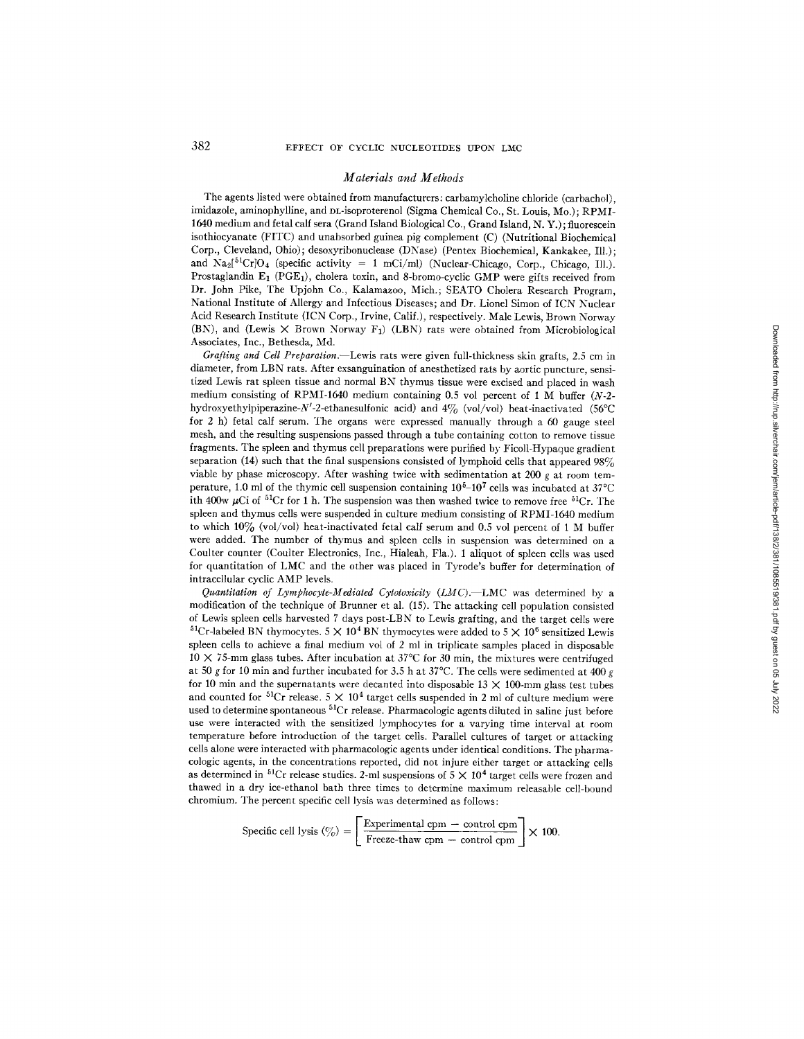## *Materials and Methods*

The agents listed were obtained from manufacturers: carbamylcholine chloride (carbachol), imidazole, aminophylline, and DL-isoproterenol (Sigma Chemical Co., St. Louis, Mo.); RPMI-1640 medium and fetal calf sera (Grand Island Biological Co., Grand Island, N. Y.); fluorescein isothiocyanate (FITC) and unabsorbed guinea pig complement (C) (Nutritional Biochemical Corp., Cleveland, Ohio); desoxyribonuclease (DNase) (Pentex Biochemical, Kankakee, Ill.); and $Na_2[^{51}Cr]O_4$ (specific activity = 1 mCi/ml) (Nuclear-Chicago, Corp., Chicago, Ill.). Prostaglandin $E_1$ ($PGE_1$), cholera toxin, and 8-bromo-cyclic GMP were gifts received from Dr. John Pike, The Upjohn Co., Kalamazoo, Mich.; SEATO Cholera Research Program, National Institute of Allergy and Infectious Diseases; and Dr. Lionel Simon of ICN Nuclear Acid Research Institute (ICN Corp., Irvine, Calif.), respectively. Male Lewis, Brown Norway (BN), and (Lewis × Brown Norway $F_1$) (LBN) rats were obtained from Microbiological Associates, Inc., Bethesda, Md.

*Grafting and Cell Preparation.*—Lewis rats were given full-thickness skin grafts, 2.5 cm in diameter, from LBN rats. After exsanguination of anesthetized rats by aortic puncture, sensitized Lewis rat spleen tissue and normal BN thymus tissue were excised and placed in wash medium consisting of RPMI-1640 medium containing 0.5 vol percent of 1 M buffer (*N*-2-hydroxyethylpiperazine-*N'*-2-ethanesulfonic acid) and 4% (vol/vol) heat-inactivated (56°C for 2 h) fetal calf serum. The organs were expressed manually through a 60 gauge steel mesh, and the resulting suspensions passed through a tube containing cotton to remove tissue fragments. The spleen and thymus cell preparations were purified by Ficoll-Hypaque gradient separation (14) such that the final suspensions consisted of lymphoid cells that appeared 98% viable by phase microscopy. After washing twice with sedimentation at 200 *g* at room temperature, 1.0 ml of the thymic cell suspension containing $10^6$–$10^7$ cells was incubated at 37°C ith 400w μCi of $^{51}Cr$ for 1 h. The suspension was then washed twice to remove free $^{51}Cr$. The spleen and thymus cells were suspended in culture medium consisting of RPMI-1640 medium to which 10% (vol/vol) heat-inactivated fetal calf serum and 0.5 vol percent of 1 M buffer were added. The number of thymus and spleen cells in suspension was determined on a Coulter counter (Coulter Electronics, Inc., Hialeah, Fla.). 1 aliquot of spleen cells was used for quantitation of LMC and the other was placed in Tyrode's buffer for determination of intracellular cyclic AMP levels.

*Quantitation of Lymphocyte-Mediated Cytotoxicity (LMC).*—LMC was determined by a modification of the technique of Brunner et al. (15). The attacking cell population consisted of Lewis spleen cells harvested 7 days post-LBN to Lewis grafting, and the target cells were $^{51}Cr$-labeled BN thymocytes. $5 \times 10^4$ BN thymocytes were added to $5 \times 10^6$ sensitized Lewis spleen cells to achieve a final medium vol of 2 ml in triplicate samples placed in disposable 10 × 75-mm glass tubes. After incubation at 37°C for 30 min, the mixtures were centrifuged at 50 *g* for 10 min and further incubated for 3.5 h at 37°C. The cells were sedimented at 400 *g* for 10 min and the supernatants were decanted into disposable 13 × 100-mm glass test tubes and counted for $^{51}Cr$ release. $5 \times 10^4$ target cells suspended in 2 ml of culture medium were used to determine spontaneous $^{51}Cr$ release. Pharmacologic agents diluted in saline just before use were interacted with the sensitized lymphocytes for a varying time interval at room temperature before introduction of the target cells. Parallel cultures of target or attacking cells alone were interacted with pharmacologic agents under identical conditions. The pharmacologic agents, in the concentrations reported, did not injure either target or attacking cells as determined in $^{51}Cr$ release studies. 2-ml suspensions of $5 \times 10^4$ target cells were frozen and thawed in a dry ice-ethanol bath three times to determine maximum releasable cell-bound chromium. The percent specific cell lysis was determined as follows:

$$\text{Specific cell lysis (\%)} = \left[\frac{\text{Experimental cpm} - \text{control cpm}}{\text{Freeze-thaw cpm} - \text{control cpm}}\right] \times 100.$$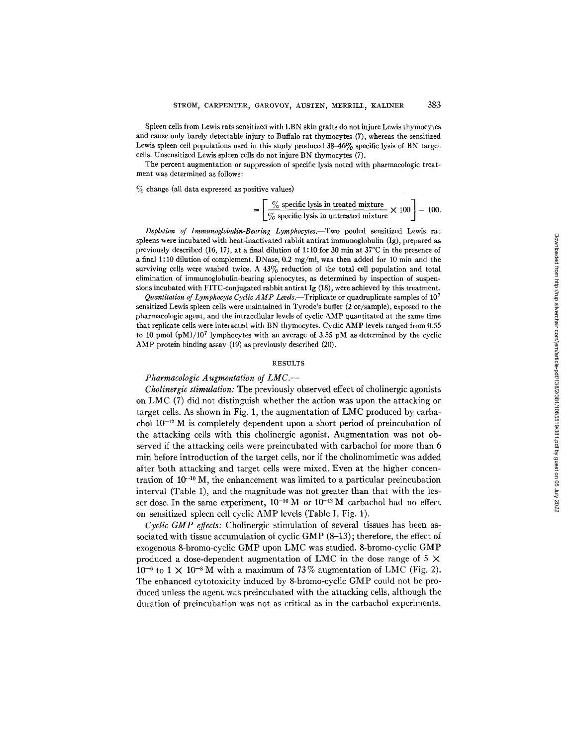Spleen cells from Lewis rats sensitized with LBN skin grafts do not injure Lewis thymocytes and cause only barely detectable injury to Buffalo rat thymocytes (7), whereas the sensitized Lewis spleen cell populations used in this study produced 38–46% specific lysis of BN target cells. Unsensitized Lewis spleen cells do not injure BN thymocytes (7).

The percent augmentation or suppression of specific lysis noted with pharmacologic treatment was determined as follows:

% change (all data expressed as positive values)

$$= \left[ \frac{\text{\% specific lysis in treated mixture}}{\text{\% specific lysis in untreated mixture}} \times 100 \right] - 100.$$

*Depletion of Immunoglobulin-Bearing Lymphocytes.*—Two pooled sensitized Lewis rat spleens were incubated with heat-inactivated rabbit antirat immunoglobulin (Ig), prepared as previously described (16, 17), at a final dilution of 1:10 for 30 min at 37°C in the presence of a final 1:10 dilution of complement. DNase, 0.2 mg/ml, was then added for 10 min and the surviving cells were washed twice. A 43% reduction of the total cell population and total elimination of immunoglobulin-bearing splenocytes, as determined by inspection of suspensions incubated with FITC-conjugated rabbit antirat Ig (18), were achieved by this treatment.

*Quantitation of Lymphocyte Cyclic AMP Levels.*—Triplicate or quadruplicate samples of $10^7$ sensitized Lewis spleen cells were maintained in Tyrode's buffer (2 cc/sample), exposed to the pharmacologic agent, and the intracellular levels of cyclic AMP quantitated at the same time that replicate cells were interacted with BN thymocytes. Cyclic AMP levels ranged from 0.55 to 10 pmol (pM)/$10^7$ lymphocytes with an average of 3.55 pM as determined by the cyclic AMP protein binding assay (19) as previously described (20).

## RESULTS

*Pharmacologic Augmentation of LMC.*—

*Cholinergic stimulation:* The previously observed effect of cholinergic agonists on LMC (7) did not distinguish whether the action was upon the attacking or target cells. As shown in Fig. 1, the augmentation of LMC produced by carbachol $10^{-12}$ M is completely dependent upon a short period of preincubation of the attacking cells with this cholinergic agonist. Augmentation was not observed if the attacking cells were preincubated with carbachol for more than 6 min before introduction of the target cells, nor if the cholinomimetic was added after both attacking and target cells were mixed. Even at the higher concentration of $10^{-10}$ M, the enhancement was limited to a particular preincubation interval (Table I), and the magnitude was not greater than that with the lesser dose. In the same experiment, $10^{-10}$ M or $10^{-12}$ M carbachol had no effect on sensitized spleen cell cyclic AMP levels (Table I, Fig. 1).

*Cyclic GMP effects:* Cholinergic stimulation of several tissues has been associated with tissue accumulation of cyclic GMP (8–13); therefore, the effect of exogenous 8-bromo-cyclic GMP upon LMC was studied. 8-bromo-cyclic GMP produced a dose-dependent augmentation of LMC in the dose range of $5 \times 10^{-6}$ to $1 \times 10^{-8}$ M with a maximum of 73% augmentation of LMC (Fig. 2). The enhanced cytotoxicity induced by 8-bromo-cyclic GMP could not be produced unless the agent was preincubated with the attacking cells, although the duration of preincubation was not as critical as in the carbachol experiments.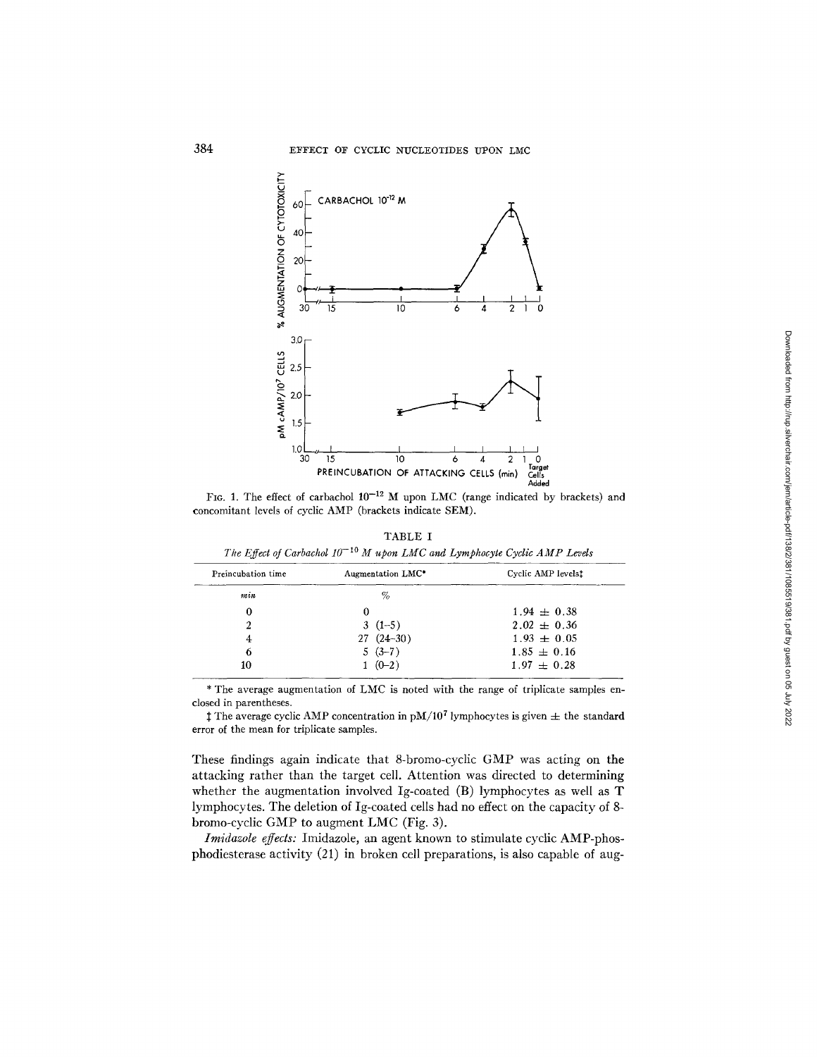FIG. 1. The effect of carbachol $10^{-12}$ M upon LMC (range indicated by brackets) and concomitant levels of cyclic AMP (brackets indicate SEM).

TABLE I

*The Effect of Carbachol $10^{-10}$ M upon LMC and Lymphocyte Cyclic AMP Levels*

| Preincubation time | Augmentation LMC* | Cyclic AMP levels‡ |
|---|---|---|
| *min* | % | |
| 0 | 0 | $1.94 \pm 0.38$ |
| 2 | 3 (1–5) | $2.02 \pm 0.36$ |
| 4 | 27 (24–30) | $1.93 \pm 0.05$ |
| 6 | 5 (3–7) | $1.85 \pm 0.16$ |
| 10 | 1 (0–2) | $1.97 \pm 0.28$ |

\* The average augmentation of LMC is noted with the range of triplicate samples enclosed in parentheses.

‡ The average cyclic AMP concentration in $pM/10^7$ lymphocytes is given $\pm$ the standard error of the mean for triplicate samples.

These findings again indicate that 8-bromo-cyclic GMP was acting on the attacking rather than the target cell. Attention was directed to determining whether the augmentation involved Ig-coated (B) lymphocytes as well as T lymphocytes. The deletion of Ig-coated cells had no effect on the capacity of 8-bromo-cyclic GMP to augment LMC (Fig. 3).

*Imidazole effects:* Imidazole, an agent known to stimulate cyclic AMP-phosphodiesterase activity (21) in broken cell preparations, is also capable of aug-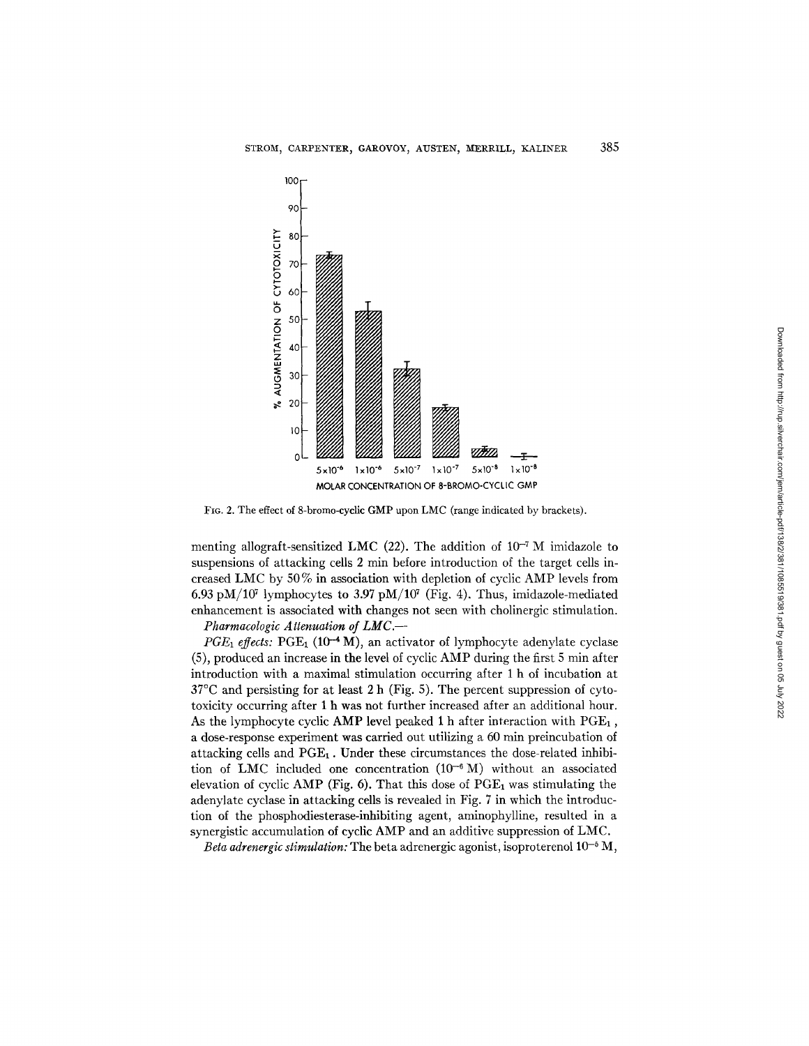FIG. 2. The effect of 8-bromo-cyclic GMP upon LMC (range indicated by brackets).

menting allograft-sensitized LMC (22). The addition of $10^{-7}$ M imidazole to suspensions of attacking cells 2 min before introduction of the target cells increased LMC by 50% in association with depletion of cyclic AMP levels from 6.93 pM/$10^7$ lymphocytes to 3.97 pM/$10^7$ (Fig. 4). Thus, imidazole-mediated enhancement is associated with changes not seen with cholinergic stimulation.

*Pharmacologic Attenuation of LMC.—*

*$PGE_1$ effects:* $PGE_1$ ($10^{-4}$ M), an activator of lymphocyte adenylate cyclase (5), produced an increase in the level of cyclic AMP during the first 5 min after introduction with a maximal stimulation occurring after 1 h of incubation at 37°C and persisting for at least 2 h (Fig. 5). The percent suppression of cytotoxicity occurring after 1 h was not further increased after an additional hour. As the lymphocyte cyclic AMP level peaked 1 h after interaction with $PGE_1$, a dose-response experiment was carried out utilizing a 60 min preincubation of attacking cells and $PGE_1$. Under these circumstances the dose-related inhibition of LMC included one concentration ($10^{-6}$ M) without an associated elevation of cyclic AMP (Fig. 6). That this dose of $PGE_1$ was stimulating the adenylate cyclase in attacking cells is revealed in Fig. 7 in which the introduction of the phosphodiesterase-inhibiting agent, aminophylline, resulted in a synergistic accumulation of cyclic AMP and an additive suppression of LMC.

*Beta adrenergic stimulation:* The beta adrenergic agonist, isoproterenol $10^{-5}$ M,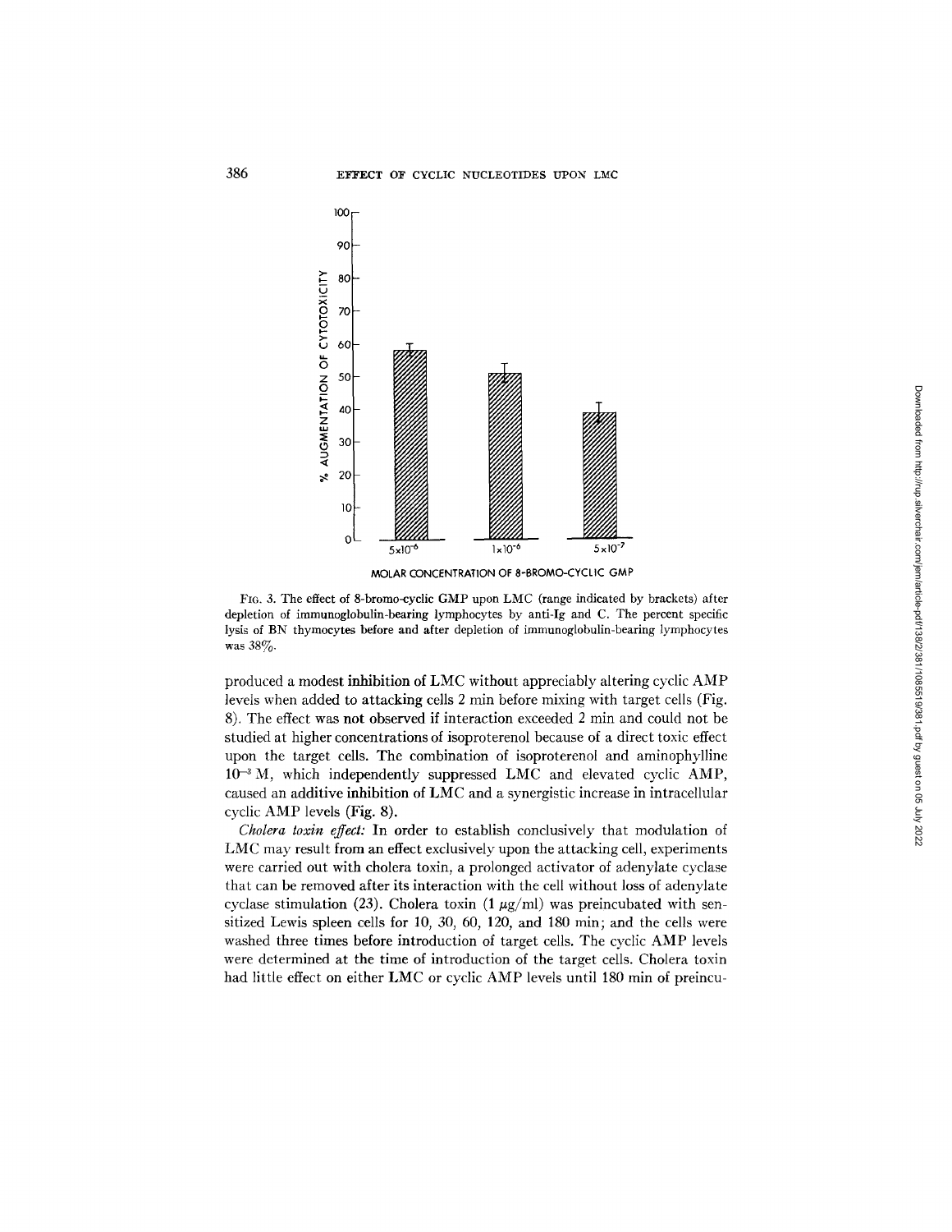FIG. 3. The effect of 8-bromo-cyclic GMP upon LMC (range indicated by brackets) after depletion of immunoglobulin-bearing lymphocytes by anti-Ig and C. The percent specific lysis of BN thymocytes before and after depletion of immunoglobulin-bearing lymphocytes was 38%.

produced a modest inhibition of LMC without appreciably altering cyclic AMP levels when added to attacking cells 2 min before mixing with target cells (Fig. 8). The effect was not observed if interaction exceeded 2 min and could not be studied at higher concentrations of isoproterenol because of a direct toxic effect upon the target cells. The combination of isoproterenol and aminophylline $10^{-3}$ M, which independently suppressed LMC and elevated cyclic AMP, caused an additive inhibition of LMC and a synergistic increase in intracellular cyclic AMP levels (Fig. 8).

*Cholera toxin effect:* In order to establish conclusively that modulation of LMC may result from an effect exclusively upon the attacking cell, experiments were carried out with cholera toxin, a prolonged activator of adenylate cyclase that can be removed after its interaction with the cell without loss of adenylate cyclase stimulation (23). Cholera toxin (1 $\mu$g/ml) was preincubated with sensitized Lewis spleen cells for 10, 30, 60, 120, and 180 min; and the cells were washed three times before introduction of target cells. The cyclic AMP levels were determined at the time of introduction of the target cells. Cholera toxin had little effect on either LMC or cyclic AMP levels until 180 min of preincu-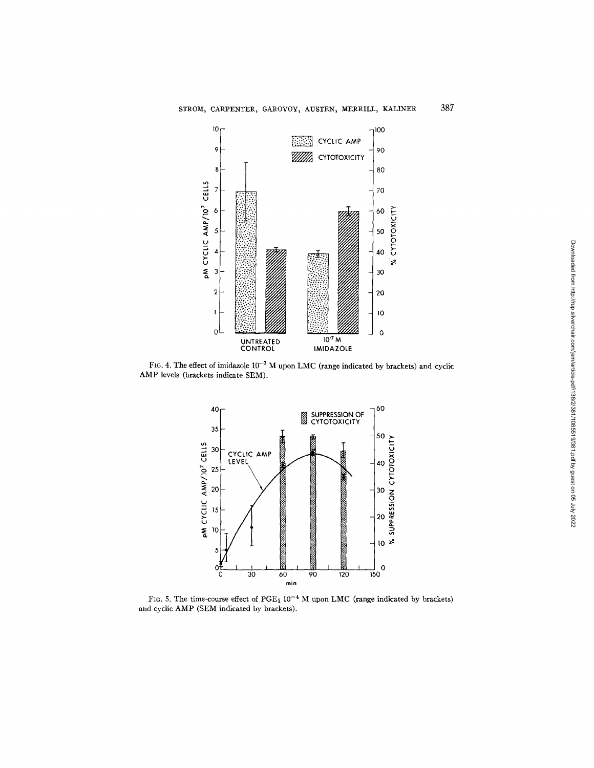FIG. 4. The effect of imidazole $10^{-7}$ M upon LMC (range indicated by brackets) and cyclic AMP levels (brackets indicate SEM).

FIG. 5. The time-course effect of $PGE_1$ $10^{-4}$ M upon LMC (range indicated by brackets) and cyclic AMP (SEM indicated by brackets).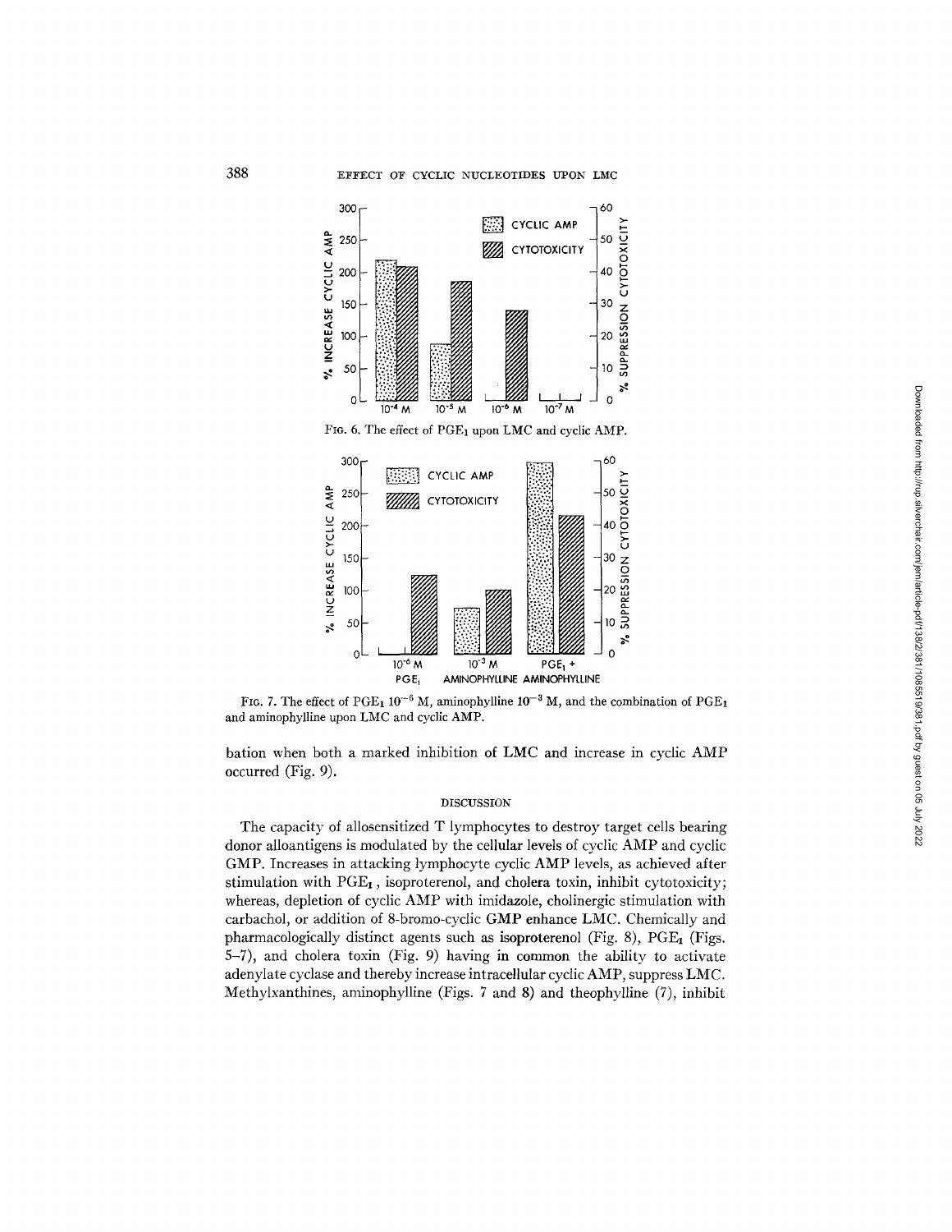FIG. 6. The effect of $PGE_1$ upon LMC and cyclic AMP.

FIG. 7. The effect of $PGE_1$ $10^{-6}$ M, aminophylline $10^{-3}$ M, and the combination of $PGE_1$ and aminophylline upon LMC and cyclic AMP.

bation when both a marked inhibition of LMC and increase in cyclic AMP occurred (Fig. 9).

## DISCUSSION

The capacity of allosensitized T lymphocytes to destroy target cells bearing donor alloantigens is modulated by the cellular levels of cyclic AMP and cyclic GMP. Increases in attacking lymphocyte cyclic AMP levels, as achieved after stimulation with $PGE_1$, isoproterenol, and cholera toxin, inhibit cytotoxicity; whereas, depletion of cyclic AMP with imidazole, cholinergic stimulation with carbachol, or addition of 8-bromo-cyclic GMP enhance LMC. Chemically and pharmacologically distinct agents such as isoproterenol (Fig. 8), $PGE_1$ (Figs. 5–7), and cholera toxin (Fig. 9) having in common the ability to activate adenylate cyclase and thereby increase intracellular cyclic AMP, suppress LMC. Methylxanthines, aminophylline (Figs. 7 and 8) and theophylline (7), inhibit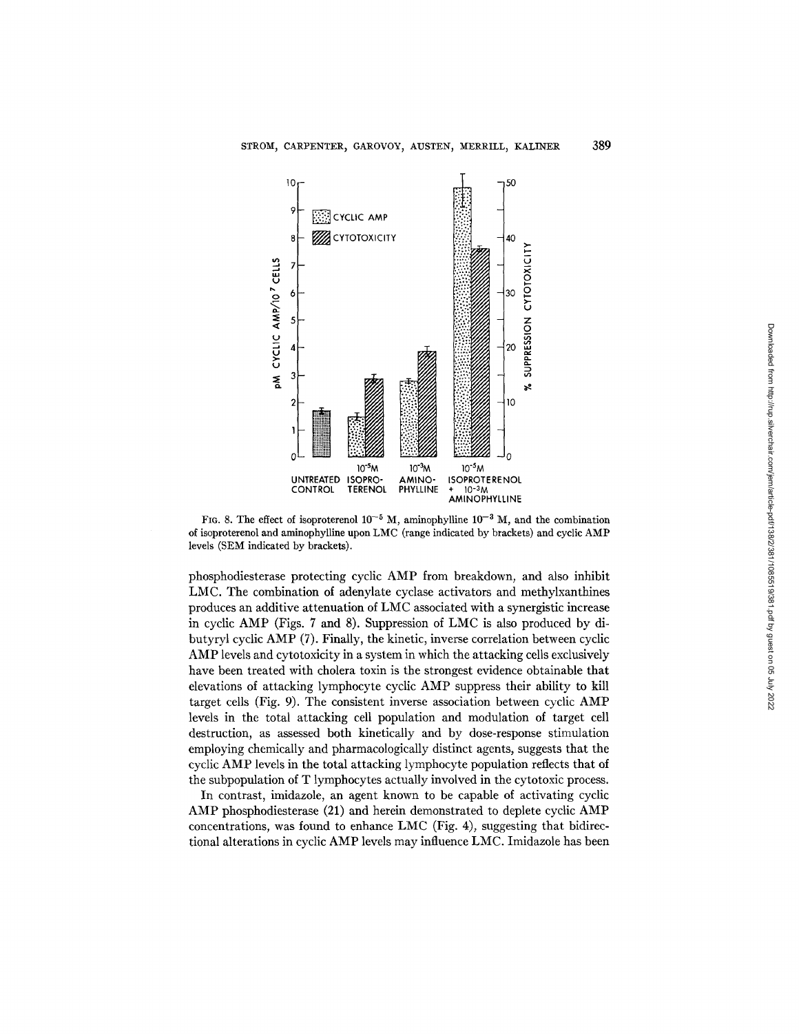FIG. 8. The effect of isoproterenol $10^{-5}$ M, aminophylline $10^{-3}$ M, and the combination of isoproterenol and aminophylline upon LMC (range indicated by brackets) and cyclic AMP levels (SEM indicated by brackets).

phosphodiesterase protecting cyclic AMP from breakdown, and also inhibit LMC. The combination of adenylate cyclase activators and methylxanthines produces an additive attenuation of LMC associated with a synergistic increase in cyclic AMP (Figs. 7 and 8). Suppression of LMC is also produced by dibutyryl cyclic AMP (7). Finally, the kinetic, inverse correlation between cyclic AMP levels and cytotoxicity in a system in which the attacking cells exclusively have been treated with cholera toxin is the strongest evidence obtainable that elevations of attacking lymphocyte cyclic AMP suppress their ability to kill target cells (Fig. 9). The consistent inverse association between cyclic AMP levels in the total attacking cell population and modulation of target cell destruction, as assessed both kinetically and by dose-response stimulation employing chemically and pharmacologically distinct agents, suggests that the cyclic AMP levels in the total attacking lymphocyte population reflects that of the subpopulation of T lymphocytes actually involved in the cytotoxic process.

In contrast, imidazole, an agent known to be capable of activating cyclic AMP phosphodiesterase (21) and herein demonstrated to deplete cyclic AMP concentrations, was found to enhance LMC (Fig. 4), suggesting that bidirectional alterations in cyclic AMP levels may influence LMC. Imidazole has been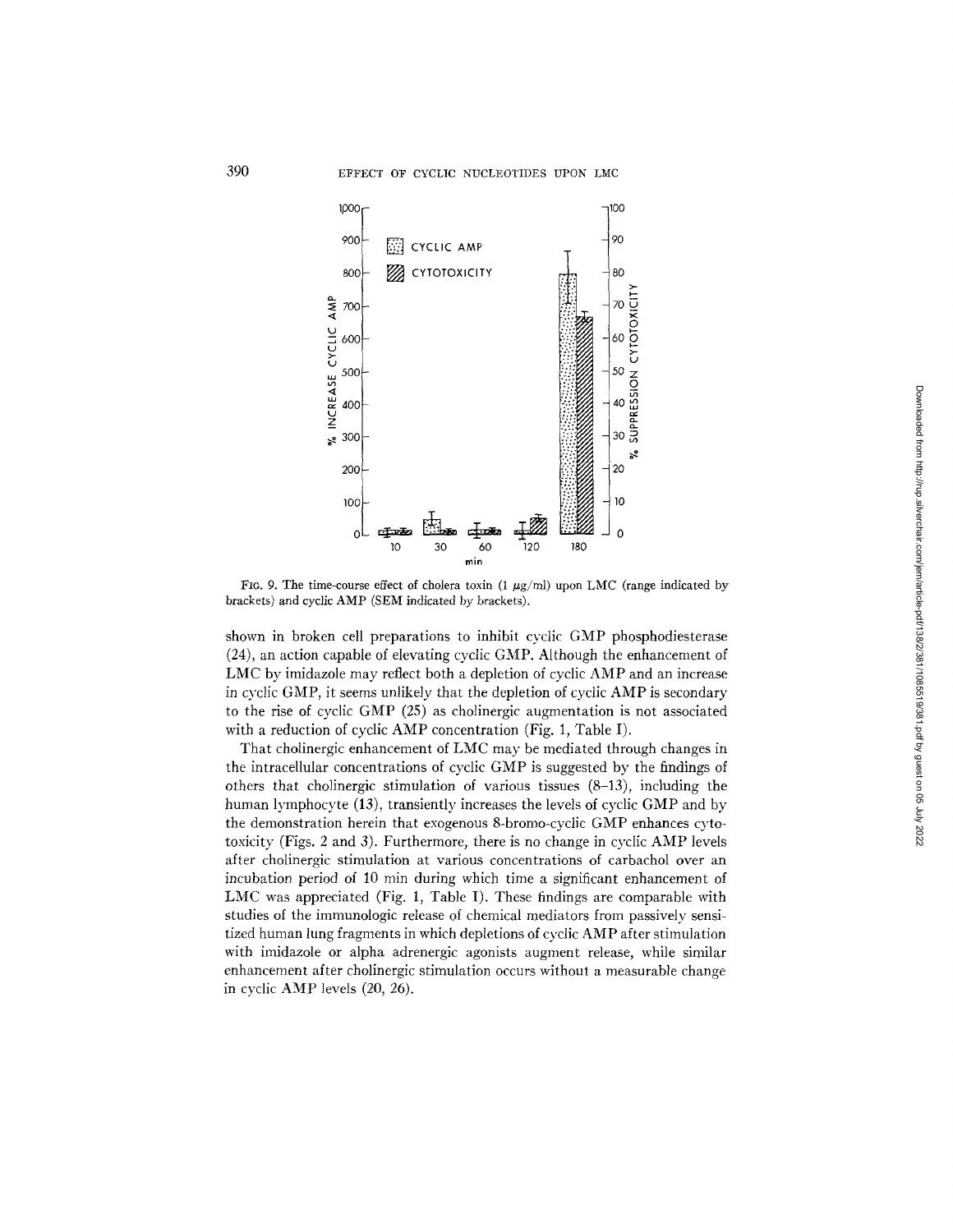FIG. 9. The time-course effect of cholera toxin (1 μg/ml) upon LMC (range indicated by brackets) and cyclic AMP (SEM indicated by brackets).

shown in broken cell preparations to inhibit cyclic GMP phosphodiesterase (24), an action capable of elevating cyclic GMP. Although the enhancement of LMC by imidazole may reflect both a depletion of cyclic AMP and an increase in cyclic GMP, it seems unlikely that the depletion of cyclic AMP is secondary to the rise of cyclic GMP (25) as cholinergic augmentation is not associated with a reduction of cyclic AMP concentration (Fig. 1, Table I).

That cholinergic enhancement of LMC may be mediated through changes in the intracellular concentrations of cyclic GMP is suggested by the findings of others that cholinergic stimulation of various tissues (8–13), including the human lymphocyte (13), transiently increases the levels of cyclic GMP and by the demonstration herein that exogenous 8-bromo-cyclic GMP enhances cytotoxicity (Figs. 2 and 3). Furthermore, there is no change in cyclic AMP levels after cholinergic stimulation at various concentrations of carbachol over an incubation period of 10 min during which time a significant enhancement of LMC was appreciated (Fig. 1, Table I). These findings are comparable with studies of the immunologic release of chemical mediators from passively sensitized human lung fragments in which depletions of cyclic AMP after stimulation with imidazole or alpha adrenergic agonists augment release, while similar enhancement after cholinergic stimulation occurs without a measurable change in cyclic AMP levels (20, 26).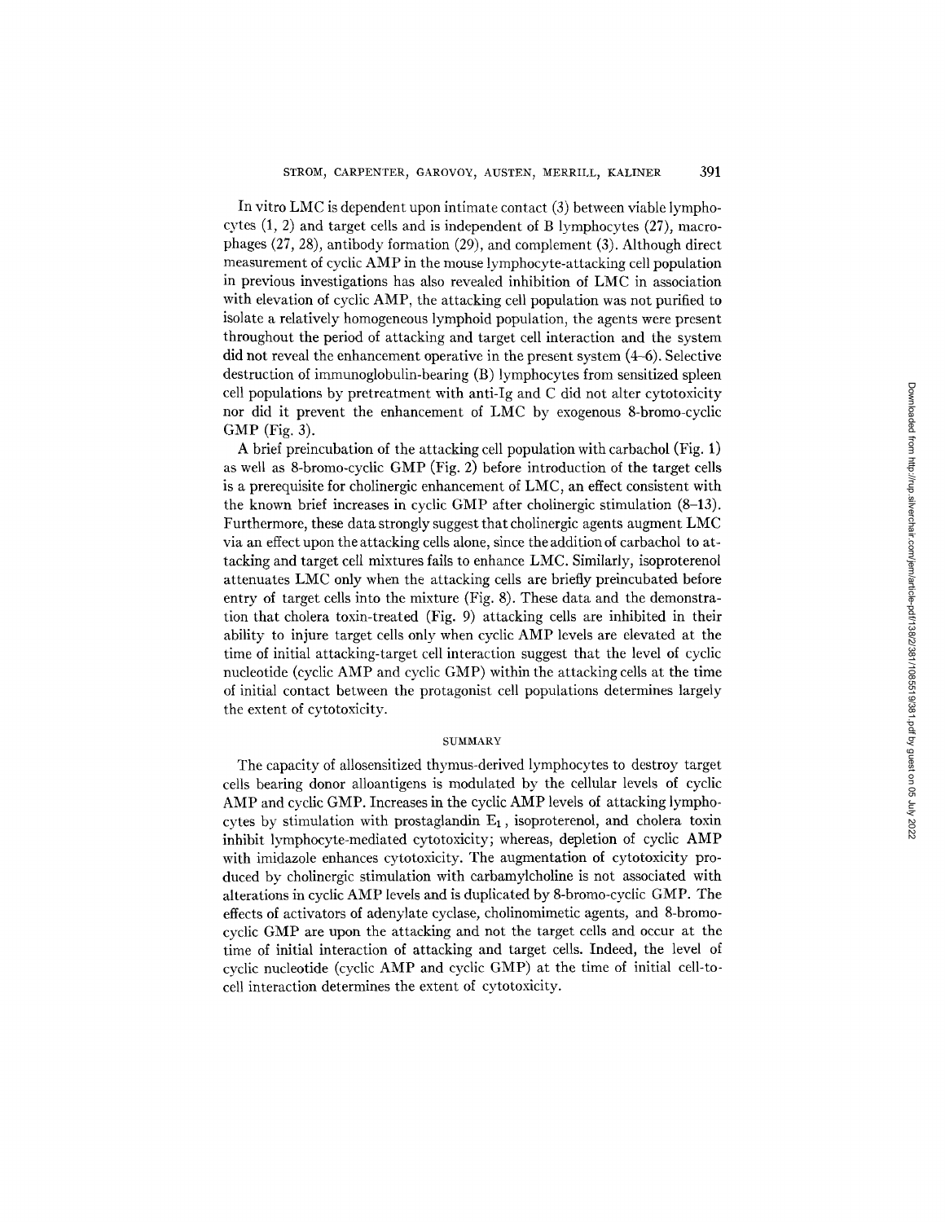In vitro LMC is dependent upon intimate contact (3) between viable lymphocytes (1, 2) and target cells and is independent of B lymphocytes (27), macrophages (27, 28), antibody formation (29), and complement (3). Although direct measurement of cyclic AMP in the mouse lymphocyte-attacking cell population in previous investigations has also revealed inhibition of LMC in association with elevation of cyclic AMP, the attacking cell population was not purified to isolate a relatively homogeneous lymphoid population, the agents were present throughout the period of attacking and target cell interaction and the system did not reveal the enhancement operative in the present system (4–6). Selective destruction of immunoglobulin-bearing (B) lymphocytes from sensitized spleen cell populations by pretreatment with anti-Ig and C did not alter cytotoxicity nor did it prevent the enhancement of LMC by exogenous 8-bromo-cyclic GMP (Fig. 3).

A brief preincubation of the attacking cell population with carbachol (Fig. 1) as well as 8-bromo-cyclic GMP (Fig. 2) before introduction of the target cells is a prerequisite for cholinergic enhancement of LMC, an effect consistent with the known brief increases in cyclic GMP after cholinergic stimulation (8–13). Furthermore, these data strongly suggest that cholinergic agents augment LMC via an effect upon the attacking cells alone, since the addition of carbachol to attacking and target cell mixtures fails to enhance LMC. Similarly, isoproterenol attenuates LMC only when the attacking cells are briefly preincubated before entry of target cells into the mixture (Fig. 8). These data and the demonstration that cholera toxin-treated (Fig. 9) attacking cells are inhibited in their ability to injure target cells only when cyclic AMP levels are elevated at the time of initial attacking-target cell interaction suggest that the level of cyclic nucleotide (cyclic AMP and cyclic GMP) within the attacking cells at the time of initial contact between the protagonist cell populations determines largely the extent of cytotoxicity.

## SUMMARY

The capacity of allosensitized thymus-derived lymphocytes to destroy target cells bearing donor alloantigens is modulated by the cellular levels of cyclic AMP and cyclic GMP. Increases in the cyclic AMP levels of attacking lymphocytes by stimulation with prostaglandin $E_1$, isoproterenol, and cholera toxin inhibit lymphocyte-mediated cytotoxicity; whereas, depletion of cyclic AMP with imidazole enhances cytotoxicity. The augmentation of cytotoxicity produced by cholinergic stimulation with carbamylcholine is not associated with alterations in cyclic AMP levels and is duplicated by 8-bromo-cyclic GMP. The effects of activators of adenylate cyclase, cholinomimetic agents, and 8-bromo-cyclic GMP are upon the attacking and not the target cells and occur at the time of initial interaction of attacking and target cells. Indeed, the level of cyclic nucleotide (cyclic AMP and cyclic GMP) at the time of initial cell-to-cell interaction determines the extent of cytotoxicity.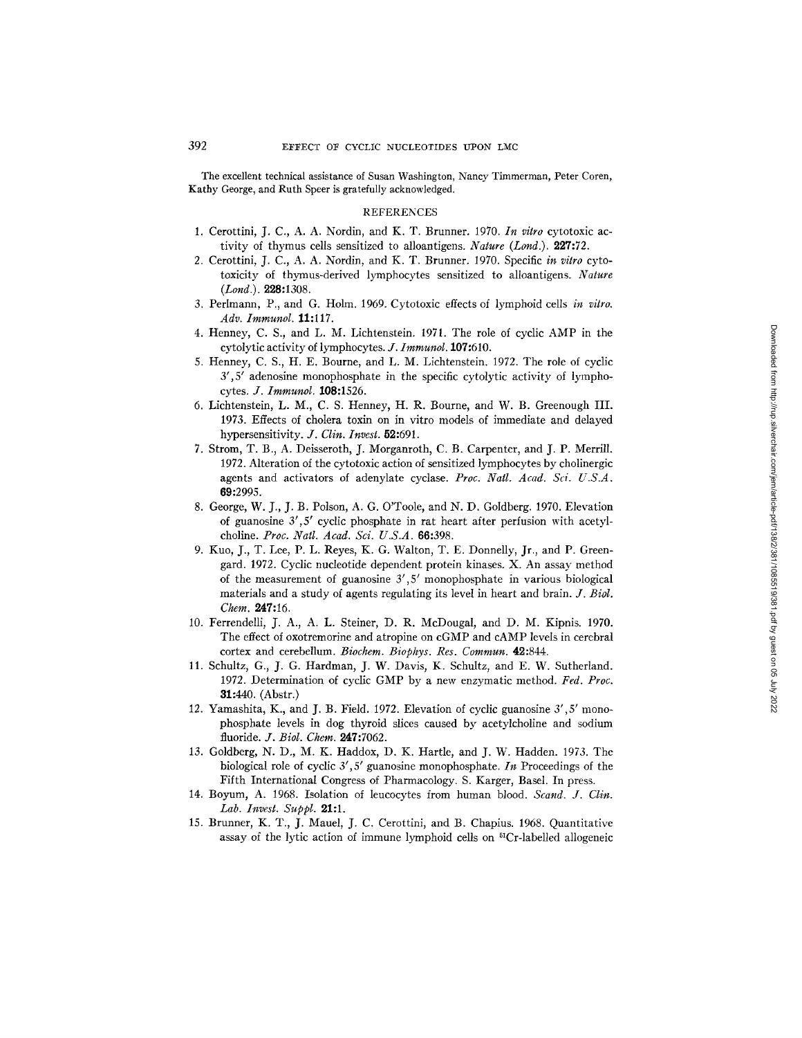The excellent technical assistance of Susan Washington, Nancy Timmerman, Peter Coren, Kathy George, and Ruth Speer is gratefully acknowledged.

## REFERENCES

1. Cerottini, J. C., A. A. Nordin, and K. T. Brunner. 1970. *In vitro* cytotoxic activity of thymus cells sensitized to alloantigens. *Nature (Lond.).* **227:**72.
2. Cerottini, J. C., A. A. Nordin, and K. T. Brunner. 1970. Specific *in vitro* cytotoxicity of thymus-derived lymphocytes sensitized to alloantigens. *Nature (Lond.).* **228:**1308.
3. Perlmann, P., and G. Holm. 1969. Cytotoxic effects of lymphoid cells *in vitro. Adv. Immunol.* **11:**117.
4. Henney, C. S., and L. M. Lichtenstein. 1971. The role of cyclic AMP in the cytolytic activity of lymphocytes. *J. Immunol.* **107:**610.
5. Henney, C. S., H. E. Bourne, and L. M. Lichtenstein. 1972. The role of cyclic 3',5' adenosine monophosphate in the specific cytolytic activity of lymphocytes. *J. Immunol.* **108:**1526.
6. Lichtenstein, L. M., C. S. Henney, H. R. Bourne, and W. B. Greenough III. 1973. Effects of cholera toxin on in vitro models of immediate and delayed hypersensitivity. *J. Clin. Invest.* **52:**691.
7. Strom, T. B., A. Deisseroth, J. Morganroth, C. B. Carpenter, and J. P. Merrill. 1972. Alteration of the cytotoxic action of sensitized lymphocytes by cholinergic agents and activators of adenylate cyclase. *Proc. Natl. Acad. Sci. U.S.A.* **69:**2995.
8. George, W. J., J. B. Polson, A. G. O'Toole, and N. D. Goldberg. 1970. Elevation of guanosine 3',5' cyclic phosphate in rat heart after perfusion with acetylcholine. *Proc. Natl. Acad. Sci. U.S.A.* **66:**398.
9. Kuo, J., T. Lee, P. L. Reyes, K. G. Walton, T. E. Donnelly, Jr., and P. Greengard. 1972. Cyclic nucleotide dependent protein kinases. X. An assay method of the measurement of guanosine 3',5' monophosphate in various biological materials and a study of agents regulating its level in heart and brain. *J. Biol. Chem.* **247:**16.
10. Ferrendelli, J. A., A. L. Steiner, D. R. McDougal, and D. M. Kipnis. 1970. The effect of oxotremorine and atropine on cGMP and cAMP levels in cerebral cortex and cerebellum. *Biochem. Biophys. Res. Commun.* **42:**844.
11. Schultz, G., J. G. Hardman, J. W. Davis, K. Schultz, and E. W. Sutherland. 1972. Determination of cyclic GMP by a new enzymatic method. *Fed. Proc.* **31:**440. (Abstr.)
12. Yamashita, K., and J. B. Field. 1972. Elevation of cyclic guanosine 3',5' monophosphate levels in dog thyroid slices caused by acetylcholine and sodium fluoride. *J. Biol. Chem.* **247:**7062.
13. Goldberg, N. D., M. K. Haddox, D. K. Hartle, and J. W. Hadden. 1973. The biological role of cyclic 3',5' guanosine monophosphate. *In* Proceedings of the Fifth International Congress of Pharmacology. S. Karger, Basel. In press.
14. Boyum, A. 1968. Isolation of leucocytes from human blood. *Scand. J. Clin. Lab. Invest. Suppl.* **21:**1.
15. Brunner, K. T., J. Mauel, J. C. Cerottini, and B. Chapius. 1968. Quantitative assay of the lytic action of immune lymphoid cells on $^{51}$Cr-labelled allogeneic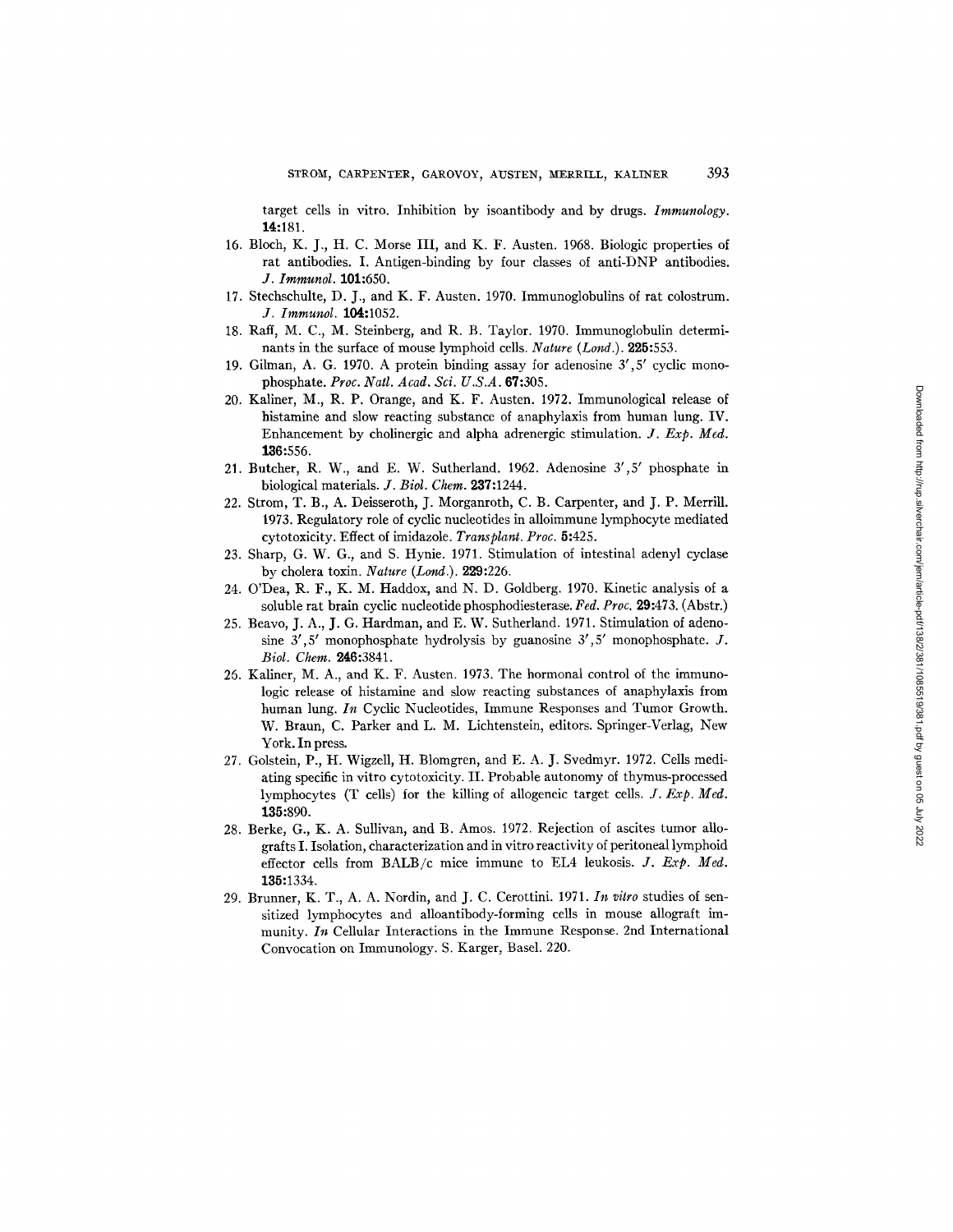target cells in vitro. Inhibition by isoantibody and by drugs. *Immunology*. **14**:181.

16. Bloch, K. J., H. C. Morse III, and K. F. Austen. 1968. Biologic properties of rat antibodies. I. Antigen-binding by four classes of anti-DNP antibodies. *J. Immunol.* **101**:650.
17. Stechschulte, D. J., and K. F. Austen. 1970. Immunoglobulins of rat colostrum. *J. Immunol.* **104**:1052.
18. Raff, M. C., M. Steinberg, and R. B. Taylor. 1970. Immunoglobulin determinants in the surface of mouse lymphoid cells. *Nature (Lond.)*. **225**:553.
19. Gilman, A. G. 1970. A protein binding assay for adenosine 3′,5′ cyclic monophosphate. *Proc. Natl. Acad. Sci. U.S.A.* **67**:305.
20. Kaliner, M., R. P. Orange, and K. F. Austen. 1972. Immunological release of histamine and slow reacting substance of anaphylaxis from human lung. IV. Enhancement by cholinergic and alpha adrenergic stimulation. *J. Exp. Med.* **136**:556.
21. Butcher, R. W., and E. W. Sutherland. 1962. Adenosine 3′,5′ phosphate in biological materials. *J. Biol. Chem.* **237**:1244.
22. Strom, T. B., A. Deisseroth, J. Morganroth, C. B. Carpenter, and J. P. Merrill. 1973. Regulatory role of cyclic nucleotides in alloimmune lymphocyte mediated cytotoxicity. Effect of imidazole. *Transplant. Proc.* **5**:425.
23. Sharp, G. W. G., and S. Hynie. 1971. Stimulation of intestinal adenyl cyclase by cholera toxin. *Nature (Lond.)*. **229**:226.
24. O'Dea, R. F., K. M. Haddox, and N. D. Goldberg. 1970. Kinetic analysis of a soluble rat brain cyclic nucleotide phosphodiesterase. *Fed. Proc.* **29**:473. (Abstr.)
25. Beavo, J. A., J. G. Hardman, and E. W. Sutherland. 1971. Stimulation of adenosine 3′,5′ monophosphate hydrolysis by guanosine 3′,5′ monophosphate. *J. Biol. Chem.* **246**:3841.
26. Kaliner, M. A., and K. F. Austen. 1973. The hormonal control of the immunologic release of histamine and slow reacting substances of anaphylaxis from human lung. *In* Cyclic Nucleotides, Immune Responses and Tumor Growth. W. Braun, C. Parker and L. M. Lichtenstein, editors. Springer-Verlag, New York. In press.
27. Golstein, P., H. Wigzell, H. Blomgren, and E. A. J. Svedmyr. 1972. Cells mediating specific in vitro cytotoxicity. II. Probable autonomy of thymus-processed lymphocytes (T cells) for the killing of allogeneic target cells. *J. Exp. Med.* **135**:890.
28. Berke, G., K. A. Sullivan, and B. Amos. 1972. Rejection of ascites tumor allografts I. Isolation, characterization and in vitro reactivity of peritoneal lymphoid effector cells from BALB/c mice immune to EL4 leukosis. *J. Exp. Med.* **135**:1334.
29. Brunner, K. T., A. A. Nordin, and J. C. Cerottini. 1971. *In vitro* studies of sensitized lymphocytes and alloantibody-forming cells in mouse allograft immunity. *In* Cellular Interactions in the Immune Response. 2nd International Convocation on Immunology. S. Karger, Basel. 220.